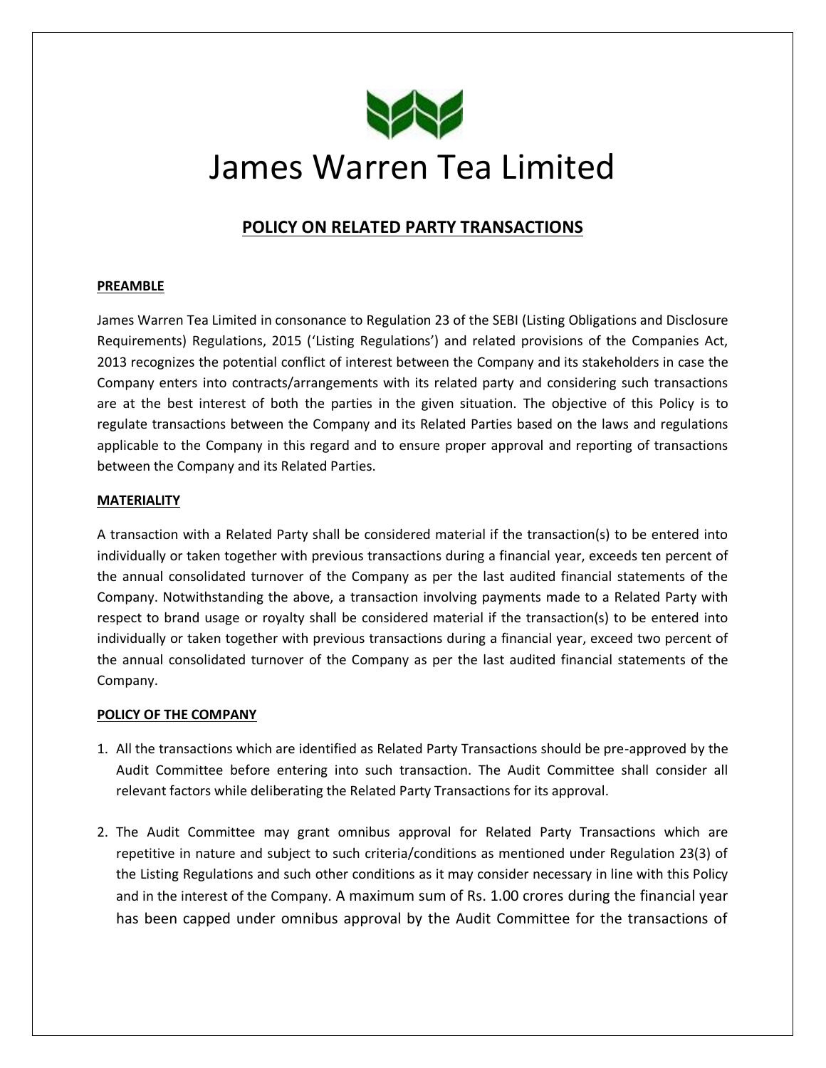# James Warren Tea Limited

## POLICY ON RELATED PARTY TRANSACTIONS

### PREAMBLE

James Warren Tea Limited in consonance to Regulation 23 of the SEBI (Listing Obligations and Disclosure Requirements) Regulations, 2015 ('Listing Regulations') and related provisions of the Companies Act, 2013 recognizes the potential conflict of interest between the Company and its stakeholders in case the Company enters into contracts/arrangements with its related party and considering such transactions are at the best interest of both the parties in the given situation. The objective of this Policy is to regulate transactions between the Company and its Related Parties based on the laws and regulations applicable to the Company in this regard and to ensure proper approval and reporting of transactions between the Company and its Related Parties.

### MATERIALITY

A transaction with a Related Party shall be considered material if the transaction(s) to be entered into individually or taken together with previous transactions during a financial year, exceeds ten percent of the annual consolidated turnover of the Company as per the last audited financial statements of the Company. Notwithstanding the above, a transaction involving payments made to a Related Party with respect to brand usage or royalty shall be considered material if the transaction(s) to be entered into individually or taken together with previous transactions during a financial year, exceed two percent of the annual consolidated turnover of the Company as per the last audited financial statements of the Company.

### POLICY OF THE COMPANY

1. All the transactions which are identified as Related Party Transactions should be pre-approved by the Audit Committee before entering into such transaction. The Audit Committee shall consider all relevant factors while deliberating the Related Party Transactions for its approval.

2. The Audit Committee may grant omnibus approval for Related Party Transactions which are repetitive in nature and subject to such criteria/conditions as mentioned under Regulation 23(3) of the Listing Regulations and such other conditions as it may consider necessary in line with this Policy and in the interest of the Company. A maximum sum of Rs. 1.00 crores during the financial year has been capped under omnibus approval by the Audit Committee for the transactions of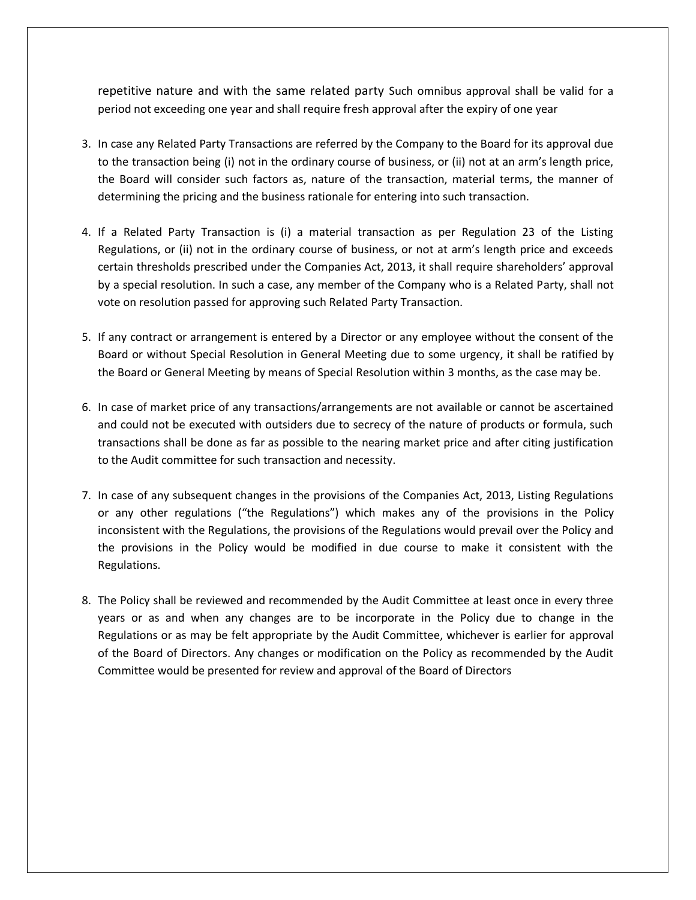repetitive nature and with the same related party Such omnibus approval shall be valid for a period not exceeding one year and shall require fresh approval after the expiry of one year

3. In case any Related Party Transactions are referred by the Company to the Board for its approval due to the transaction being (i) not in the ordinary course of business, or (ii) not at an arm's length price, the Board will consider such factors as, nature of the transaction, material terms, the manner of determining the pricing and the business rationale for entering into such transaction.

4. If a Related Party Transaction is (i) a material transaction as per Regulation 23 of the Listing Regulations, or (ii) not in the ordinary course of business, or not at arm's length price and exceeds certain thresholds prescribed under the Companies Act, 2013, it shall require shareholders' approval by a special resolution. In such a case, any member of the Company who is a Related Party, shall not vote on resolution passed for approving such Related Party Transaction.

5. If any contract or arrangement is entered by a Director or any employee without the consent of the Board or without Special Resolution in General Meeting due to some urgency, it shall be ratified by the Board or General Meeting by means of Special Resolution within 3 months, as the case may be.

6. In case of market price of any transactions/arrangements are not available or cannot be ascertained and could not be executed with outsiders due to secrecy of the nature of products or formula, such transactions shall be done as far as possible to the nearing market price and after citing justification to the Audit committee for such transaction and necessity.

7. In case of any subsequent changes in the provisions of the Companies Act, 2013, Listing Regulations or any other regulations ("the Regulations") which makes any of the provisions in the Policy inconsistent with the Regulations, the provisions of the Regulations would prevail over the Policy and the provisions in the Policy would be modified in due course to make it consistent with the Regulations.

8. The Policy shall be reviewed and recommended by the Audit Committee at least once in every three years or as and when any changes are to be incorporate in the Policy due to change in the Regulations or as may be felt appropriate by the Audit Committee, whichever is earlier for approval of the Board of Directors. Any changes or modification on the Policy as recommended by the Audit Committee would be presented for review and approval of the Board of Directors